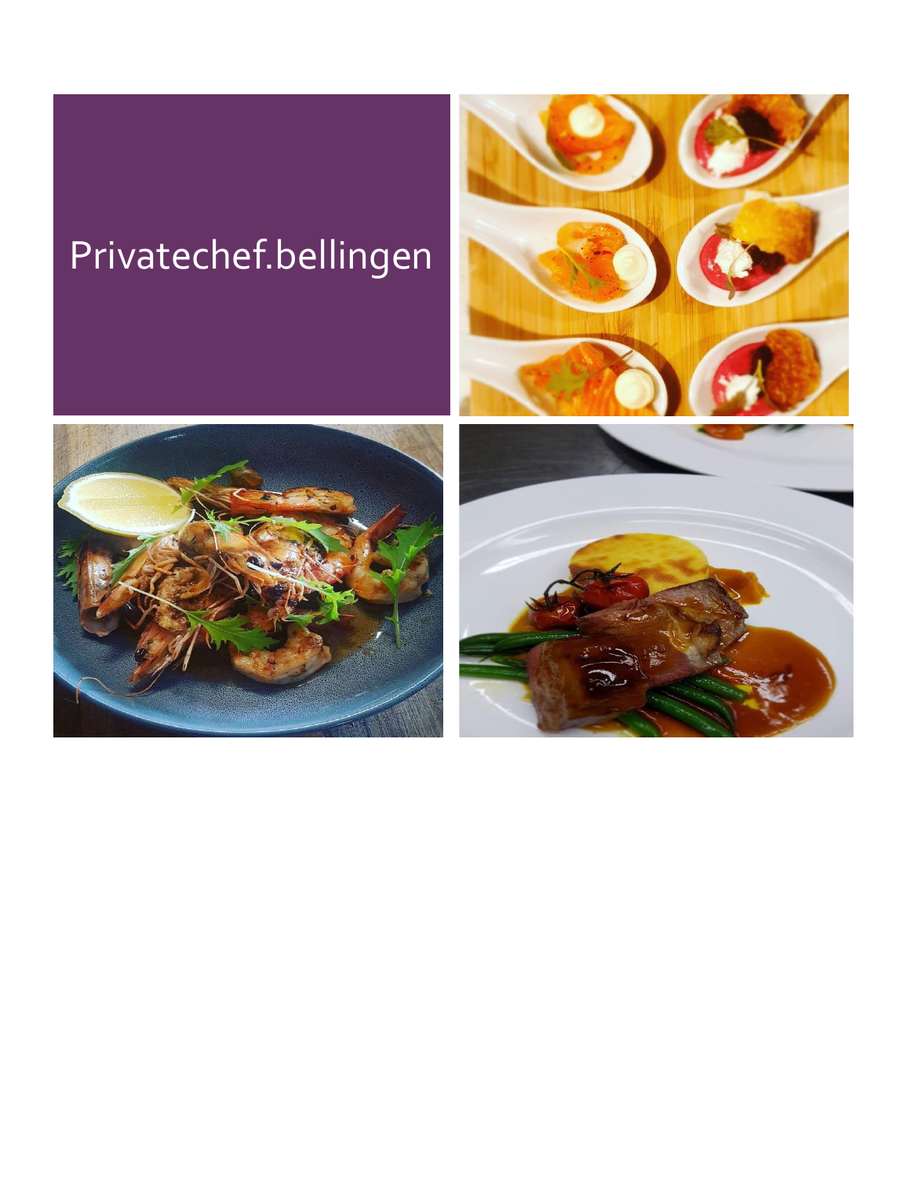# Privatechef.bellingen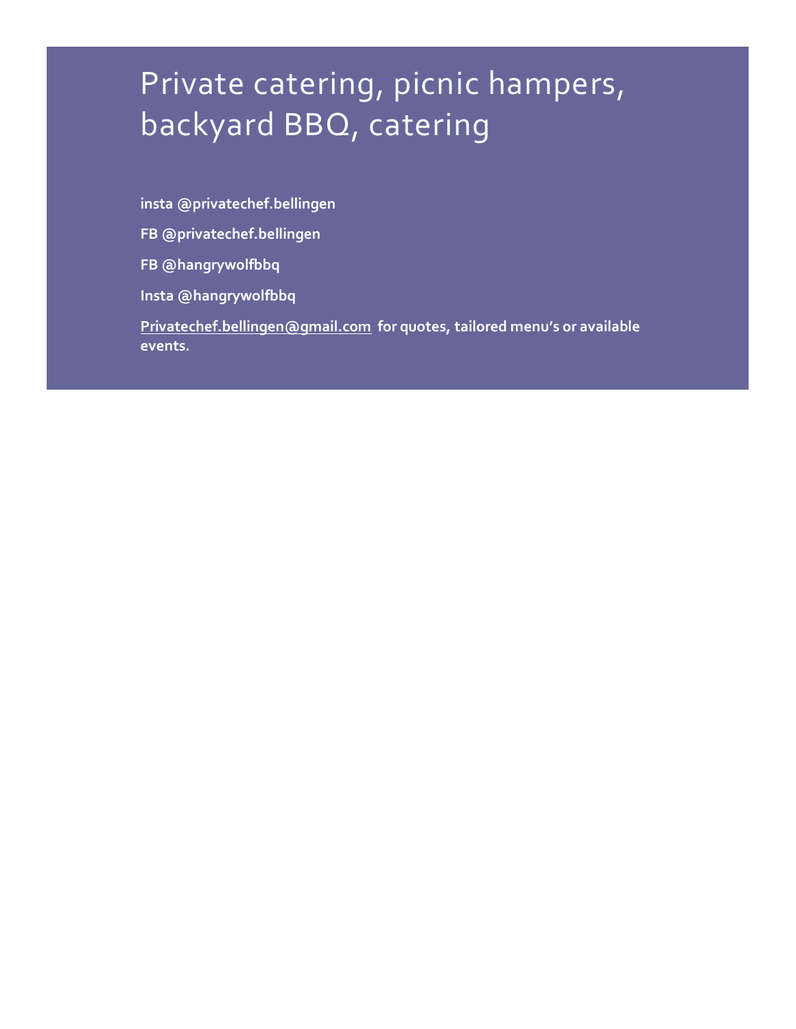# Private catering, picnic hampers, backyard BBQ, catering

**insta @privatechef.bellingen**

**FB @privatechef.bellingen**

**FB @hangrywolfbbq**

**Insta @hangrywolfbbq**

**Privatechef.bellingen@gmail.com for quotes, tailored menu's or available events.**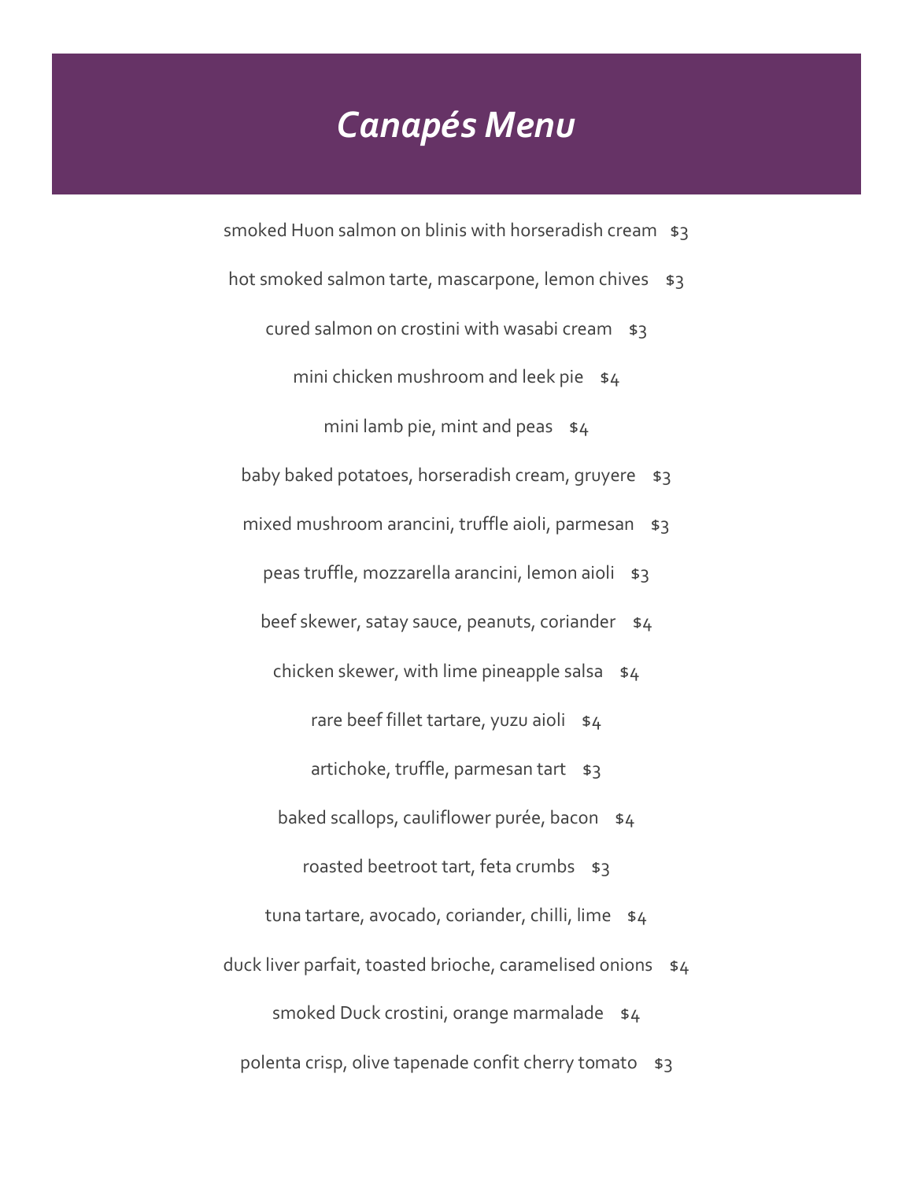# *Canapés Menu*

smoked Huon salmon on blinis with horseradish cream $3

hot smoked salmon tarte, mascarpone, lemon chives $3

cured salmon on crostini with wasabi cream $3

mini chicken mushroom and leek pie $4

mini lamb pie, mint and peas $4

baby baked potatoes, horseradish cream, gruyere $3

mixed mushroom arancini, truffle aioli, parmesan $3

peas truffle, mozzarella arancini, lemon aioli $3

beef skewer, satay sauce, peanuts, coriander $4

chicken skewer, with lime pineapple salsa $4

rare beef fillet tartare, yuzu aioli $4

artichoke, truffle, parmesan tart $3

baked scallops, cauliflower purée, bacon $4

roasted beetroot tart, feta crumbs $3

tuna tartare, avocado, coriander, chilli, lime $4

duck liver parfait, toasted brioche, caramelised onions $4

smoked Duck crostini, orange marmalade $4

polenta crisp, olive tapenade confit cherry tomato $3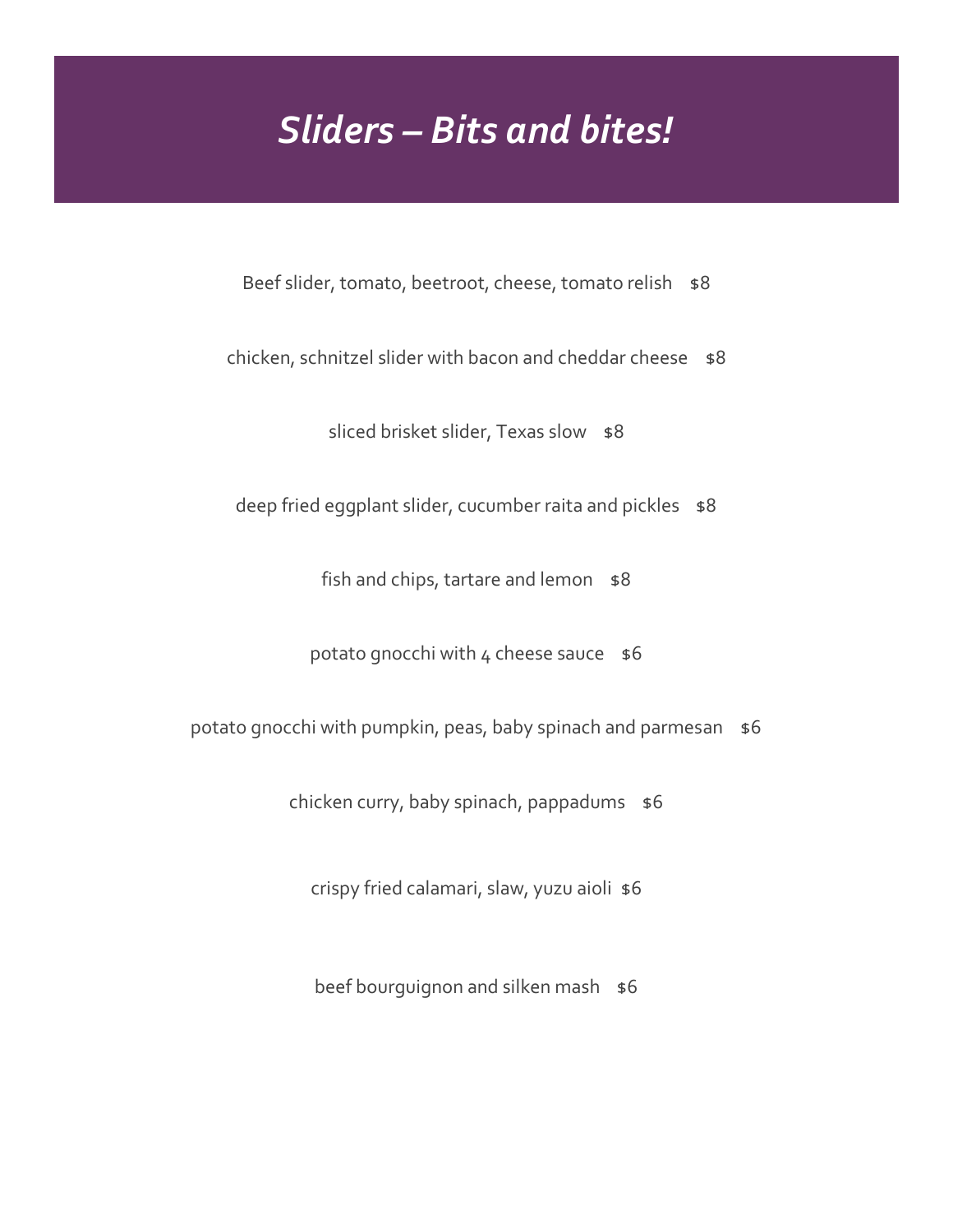# *Sliders – Bits and bites!*

Beef slider, tomato, beetroot, cheese, tomato relish $8

chicken, schnitzel slider with bacon and cheddar cheese $8

sliced brisket slider, Texas slow $8

deep fried eggplant slider, cucumber raita and pickles $8

fish and chips, tartare and lemon $8

potato gnocchi with 4 cheese sauce $6

potato gnocchi with pumpkin, peas, baby spinach and parmesan $6

chicken curry, baby spinach, pappadums $6

crispy fried calamari, slaw, yuzu aioli $6

beef bourguignon and silken mash $6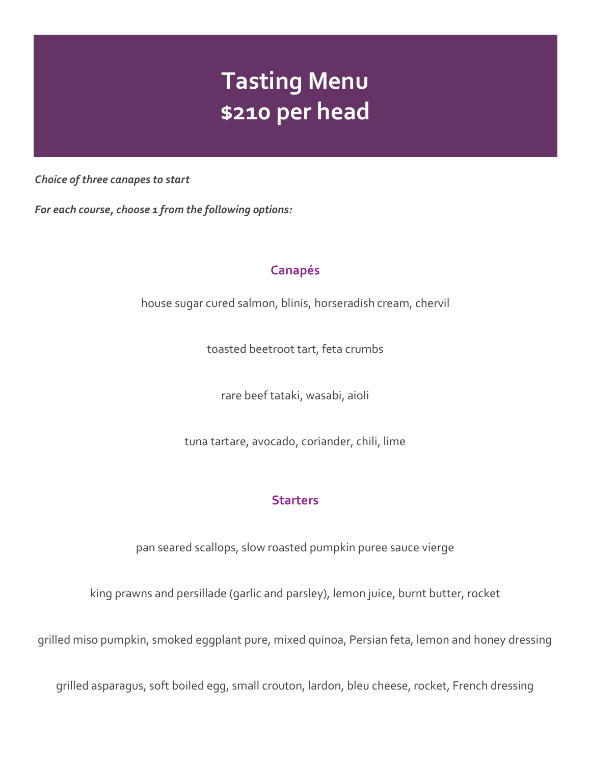# Tasting Menu
# $210 per head

***Choice of three canapes to start***

***For each course, choose 1 from the following options:***

## Canapés

house sugar cured salmon, blinis, horseradish cream, chervil

toasted beetroot tart, feta crumbs

rare beef tataki, wasabi, aioli

tuna tartare, avocado, coriander, chili, lime

## Starters

pan seared scallops, slow roasted pumpkin puree sauce vierge

king prawns and persillade (garlic and parsley), lemon juice, burnt butter, rocket

grilled miso pumpkin, smoked eggplant pure, mixed quinoa, Persian feta, lemon and honey dressing

grilled asparagus, soft boiled egg, small crouton, lardon, bleu cheese, rocket, French dressing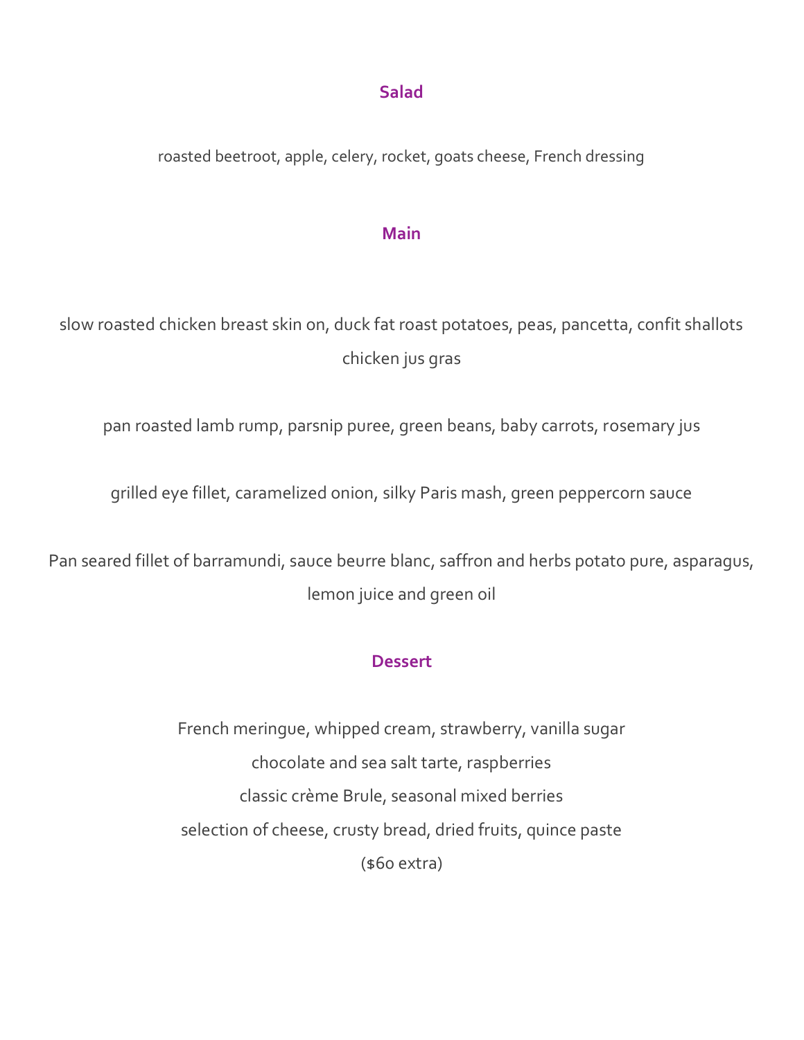## Salad

roasted beetroot, apple, celery, rocket, goats cheese, French dressing

## Main

slow roasted chicken breast skin on, duck fat roast potatoes, peas, pancetta, confit shallots chicken jus gras

pan roasted lamb rump, parsnip puree, green beans, baby carrots, rosemary jus

grilled eye fillet, caramelized onion, silky Paris mash, green peppercorn sauce

Pan seared fillet of barramundi, sauce beurre blanc, saffron and herbs potato pure, asparagus, lemon juice and green oil

## Dessert

French meringue, whipped cream, strawberry, vanilla sugar

chocolate and sea salt tarte, raspberries

classic crème Brule, seasonal mixed berries

selection of cheese, crusty bread, dried fruits, quince paste

($60 extra)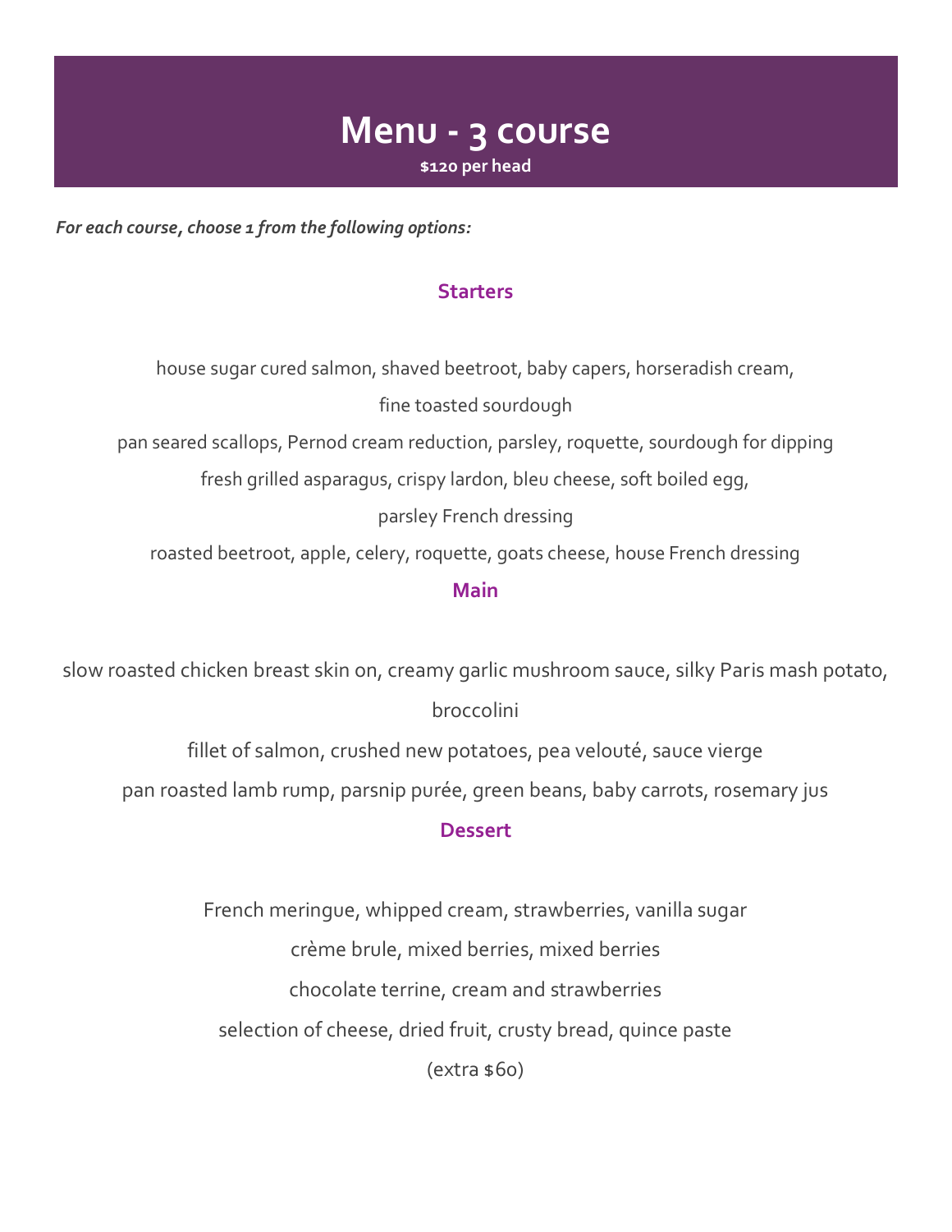# Menu - 3 course

**$120 per head**

***For each course, choose 1 from the following options:***

## Starters

house sugar cured salmon, shaved beetroot, baby capers, horseradish cream, fine toasted sourdough

pan seared scallops, Pernod cream reduction, parsley, roquette, sourdough for dipping

fresh grilled asparagus, crispy lardon, bleu cheese, soft boiled egg, parsley French dressing

roasted beetroot, apple, celery, roquette, goats cheese, house French dressing

## Main

slow roasted chicken breast skin on, creamy garlic mushroom sauce, silky Paris mash potato, broccolini

fillet of salmon, crushed new potatoes, pea velouté, sauce vierge

pan roasted lamb rump, parsnip purée, green beans, baby carrots, rosemary jus

## Dessert

French meringue, whipped cream, strawberries, vanilla sugar

crème brule, mixed berries, mixed berries

chocolate terrine, cream and strawberries

selection of cheese, dried fruit, crusty bread, quince paste

(extra $60)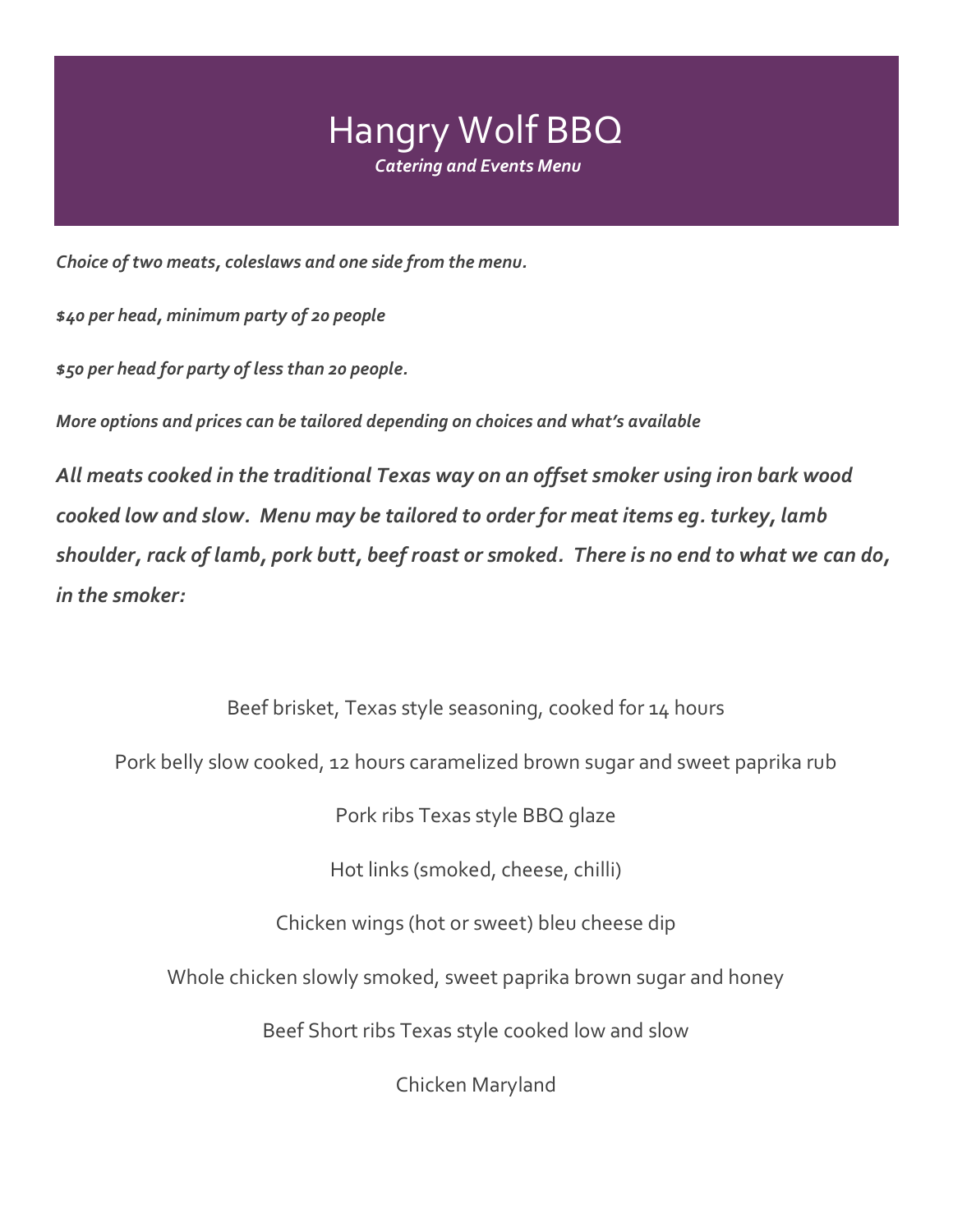# Hangry Wolf BBQ

***Catering and Events Menu***

***Choice of two meats, coleslaws and one side from the menu.***

***$40 per head, minimum party of 20 people***

***$50 per head for party of less than 20 people.***

***More options and prices can be tailored depending on choices and what's available***

***All meats cooked in the traditional Texas way on an offset smoker using iron bark wood cooked low and slow. Menu may be tailored to order for meat items eg. turkey, lamb shoulder, rack of lamb, pork butt, beef roast or smoked. There is no end to what we can do, in the smoker:***

Beef brisket, Texas style seasoning, cooked for 14 hours

Pork belly slow cooked, 12 hours caramelized brown sugar and sweet paprika rub

Pork ribs Texas style BBQ glaze

Hot links (smoked, cheese, chilli)

Chicken wings (hot or sweet) bleu cheese dip

Whole chicken slowly smoked, sweet paprika brown sugar and honey

Beef Short ribs Texas style cooked low and slow

Chicken Maryland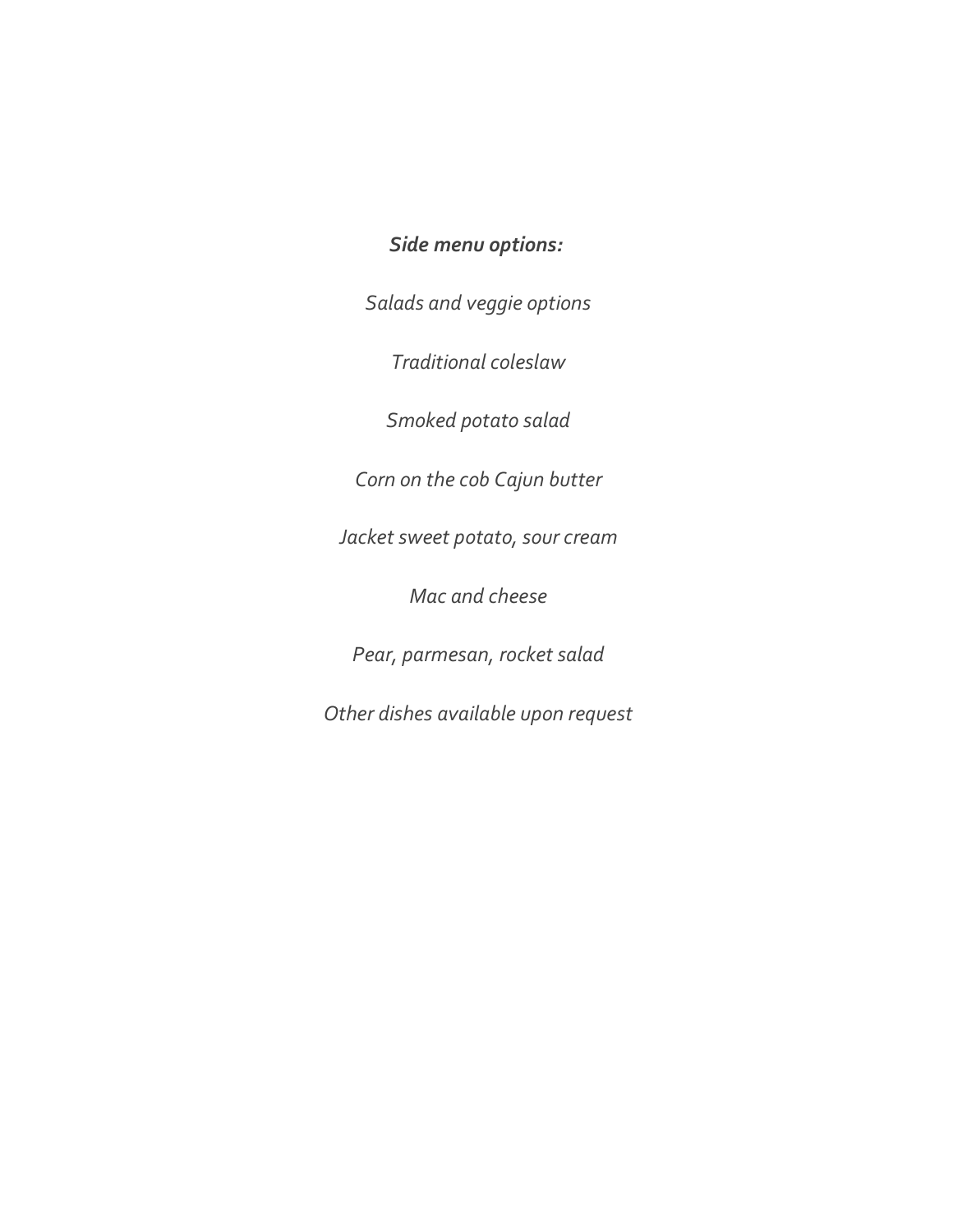***Side menu options:***

*Salads and veggie options*

*Traditional coleslaw*

*Smoked potato salad*

*Corn on the cob Cajun butter*

*Jacket sweet potato, sour cream*

*Mac and cheese*

*Pear, parmesan, rocket salad*

*Other dishes available upon request*